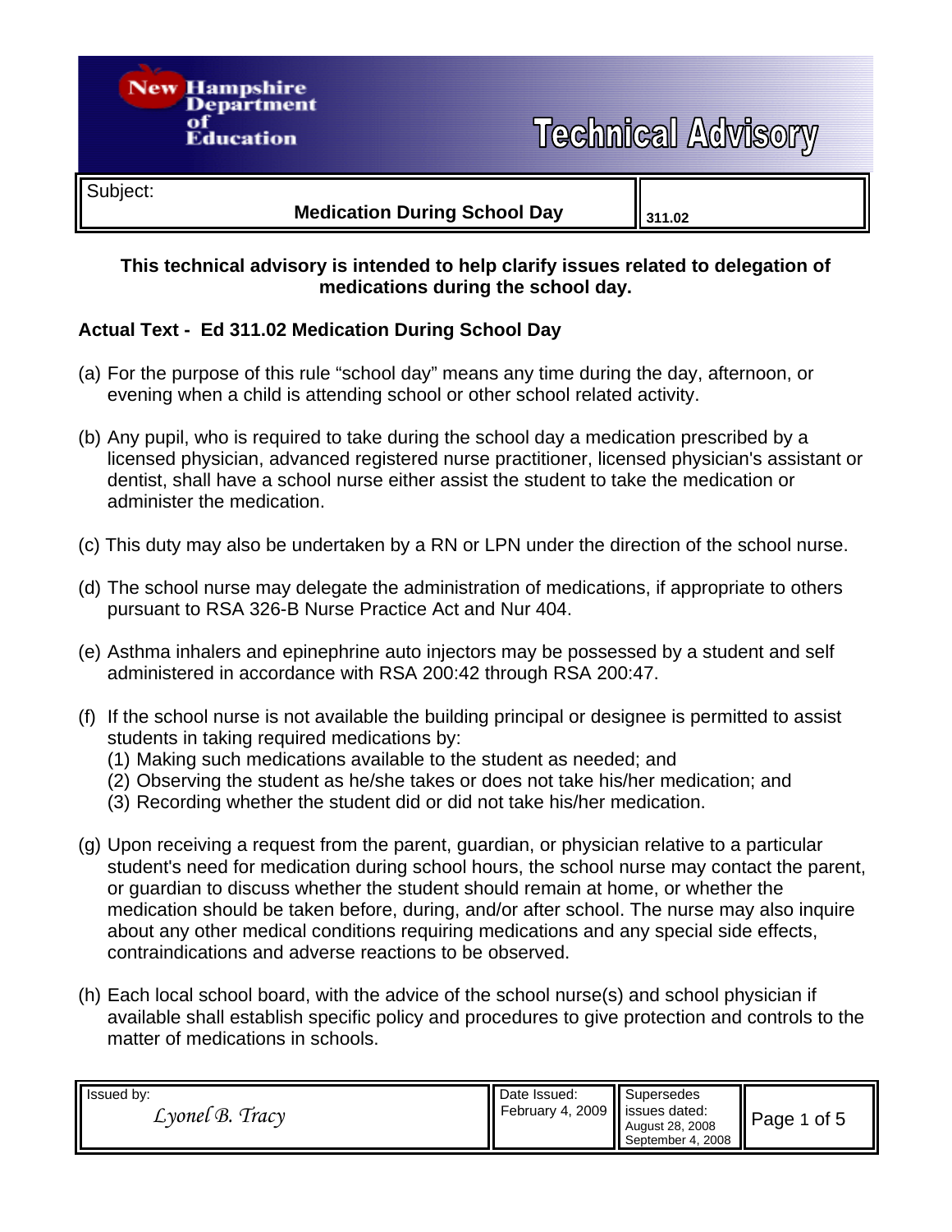New Hampshire Department of Education

# Technical Advisory

| Subject: Medication During School Day | 311.02 |
|---|---|

**This technical advisory is intended to help clarify issues related to delegation of medications during the school day.**

**Actual Text - Ed 311.02 Medication During School Day**

(a) For the purpose of this rule "school day" means any time during the day, afternoon, or evening when a child is attending school or other school related activity.

(b) Any pupil, who is required to take during the school day a medication prescribed by a licensed physician, advanced registered nurse practitioner, licensed physician's assistant or dentist, shall have a school nurse either assist the student to take the medication or administer the medication.

(c) This duty may also be undertaken by a RN or LPN under the direction of the school nurse.

(d) The school nurse may delegate the administration of medications, if appropriate to others pursuant to RSA 326-B Nurse Practice Act and Nur 404.

(e) Asthma inhalers and epinephrine auto injectors may be possessed by a student and self administered in accordance with RSA 200:42 through RSA 200:47.

(f) If the school nurse is not available the building principal or designee is permitted to assist students in taking required medications by:
 (1) Making such medications available to the student as needed; and
 (2) Observing the student as he/she takes or does not take his/her medication; and
 (3) Recording whether the student did or did not take his/her medication.

(g) Upon receiving a request from the parent, guardian, or physician relative to a particular student's need for medication during school hours, the school nurse may contact the parent, or guardian to discuss whether the student should remain at home, or whether the medication should be taken before, during, and/or after school. The nurse may also inquire about any other medical conditions requiring medications and any special side effects, contraindications and adverse reactions to be observed.

(h) Each local school board, with the advice of the school nurse(s) and school physician if available shall establish specific policy and procedures to give protection and controls to the matter of medications in schools.

| Issued by: | Date Issued: | Supersedes issues dated: |
|---|---|---|
| *Lyonel B. Tracy* | February 4, 2009 | August 28, 2008<br>September 4, 2008 |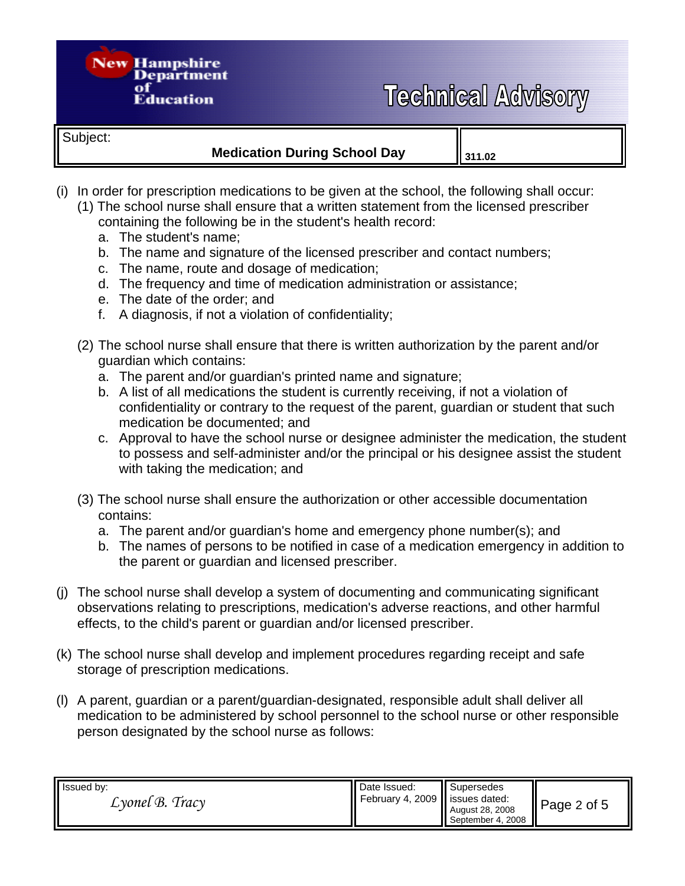(i) In order for prescription medications to be given at the school, the following shall occur:

(1) The school nurse shall ensure that a written statement from the licensed prescriber containing the following be in the student's health record:

a. The student's name;
b. The name and signature of the licensed prescriber and contact numbers;
c. The name, route and dosage of medication;
d. The frequency and time of medication administration or assistance;
e. The date of the order; and
f. A diagnosis, if not a violation of confidentiality;

(2) The school nurse shall ensure that there is written authorization by the parent and/or guardian which contains:

a. The parent and/or guardian's printed name and signature;
b. A list of all medications the student is currently receiving, if not a violation of confidentiality or contrary to the request of the parent, guardian or student that such medication be documented; and
c. Approval to have the school nurse or designee administer the medication, the student to possess and self-administer and/or the principal or his designee assist the student with taking the medication; and

(3) The school nurse shall ensure the authorization or other accessible documentation contains:

a. The parent and/or guardian's home and emergency phone number(s); and
b. The names of persons to be notified in case of a medication emergency in addition to the parent or guardian and licensed prescriber.

(j) The school nurse shall develop a system of documenting and communicating significant observations relating to prescriptions, medication's adverse reactions, and other harmful effects, to the child's parent or guardian and/or licensed prescriber.

(k) The school nurse shall develop and implement procedures regarding receipt and safe storage of prescription medications.

(l) A parent, guardian or a parent/guardian-designated, responsible adult shall deliver all medication to be administered by school personnel to the school nurse or other responsible person designated by the school nurse as follows: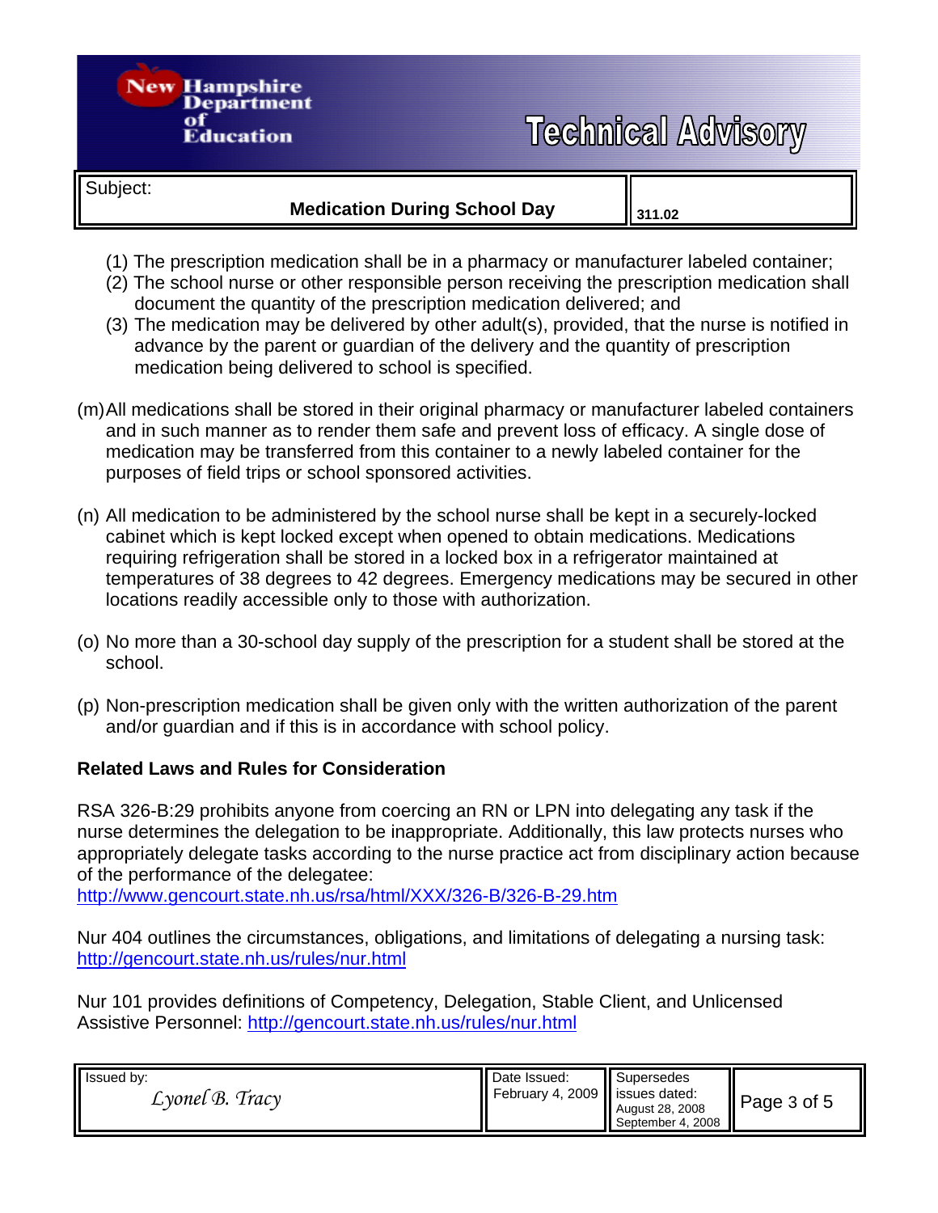(1) The prescription medication shall be in a pharmacy or manufacturer labeled container;
(2) The school nurse or other responsible person receiving the prescription medication shall document the quantity of the prescription medication delivered; and
(3) The medication may be delivered by other adult(s), provided, that the nurse is notified in advance by the parent or guardian of the delivery and the quantity of prescription medication being delivered to school is specified.

(m) All medications shall be stored in their original pharmacy or manufacturer labeled containers and in such manner as to render them safe and prevent loss of efficacy. A single dose of medication may be transferred from this container to a newly labeled container for the purposes of field trips or school sponsored activities.

(n) All medication to be administered by the school nurse shall be kept in a securely-locked cabinet which is kept locked except when opened to obtain medications. Medications requiring refrigeration shall be stored in a locked box in a refrigerator maintained at temperatures of 38 degrees to 42 degrees. Emergency medications may be secured in other locations readily accessible only to those with authorization.

(o) No more than a 30-school day supply of the prescription for a student shall be stored at the school.

(p) Non-prescription medication shall be given only with the written authorization of the parent and/or guardian and if this is in accordance with school policy.

**Related Laws and Rules for Consideration**

RSA 326-B:29 prohibits anyone from coercing an RN or LPN into delegating any task if the nurse determines the delegation to be inappropriate. Additionally, this law protects nurses who appropriately delegate tasks according to the nurse practice act from disciplinary action because of the performance of the delegatee:
http://www.gencourt.state.nh.us/rsa/html/XXX/326-B/326-B-29.htm

Nur 404 outlines the circumstances, obligations, and limitations of delegating a nursing task:
http://gencourt.state.nh.us/rules/nur.html

Nur 101 provides definitions of Competency, Delegation, Stable Client, and Unlicensed Assistive Personnel: http://gencourt.state.nh.us/rules/nur.html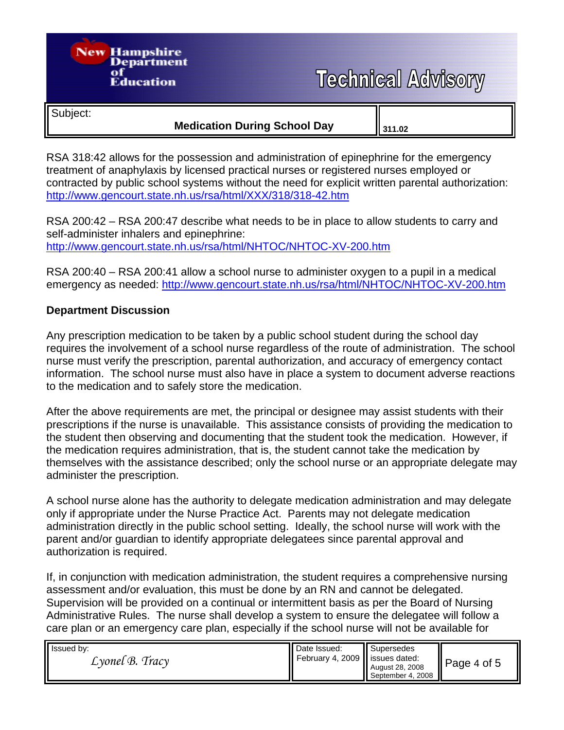RSA 318:42 allows for the possession and administration of epinephrine for the emergency treatment of anaphylaxis by licensed practical nurses or registered nurses employed or contracted by public school systems without the need for explicit written parental authorization: http://www.gencourt.state.nh.us/rsa/html/XXX/318/318-42.htm

RSA 200:42 – RSA 200:47 describe what needs to be in place to allow students to carry and self-administer inhalers and epinephrine: http://www.gencourt.state.nh.us/rsa/html/NHTOC/NHTOC-XV-200.htm

RSA 200:40 – RSA 200:41 allow a school nurse to administer oxygen to a pupil in a medical emergency as needed: http://www.gencourt.state.nh.us/rsa/html/NHTOC/NHTOC-XV-200.htm

**Department Discussion**

Any prescription medication to be taken by a public school student during the school day requires the involvement of a school nurse regardless of the route of administration. The school nurse must verify the prescription, parental authorization, and accuracy of emergency contact information. The school nurse must also have in place a system to document adverse reactions to the medication and to safely store the medication.

After the above requirements are met, the principal or designee may assist students with their prescriptions if the nurse is unavailable. This assistance consists of providing the medication to the student then observing and documenting that the student took the medication. However, if the medication requires administration, that is, the student cannot take the medication by themselves with the assistance described; only the school nurse or an appropriate delegate may administer the prescription.

A school nurse alone has the authority to delegate medication administration and may delegate only if appropriate under the Nurse Practice Act. Parents may not delegate medication administration directly in the public school setting. Ideally, the school nurse will work with the parent and/or guardian to identify appropriate delegatees since parental approval and authorization is required.

If, in conjunction with medication administration, the student requires a comprehensive nursing assessment and/or evaluation, this must be done by an RN and cannot be delegated. Supervision will be provided on a continual or intermittent basis as per the Board of Nursing Administrative Rules. The nurse shall develop a system to ensure the delegatee will follow a care plan or an emergency care plan, especially if the school nurse will not be available for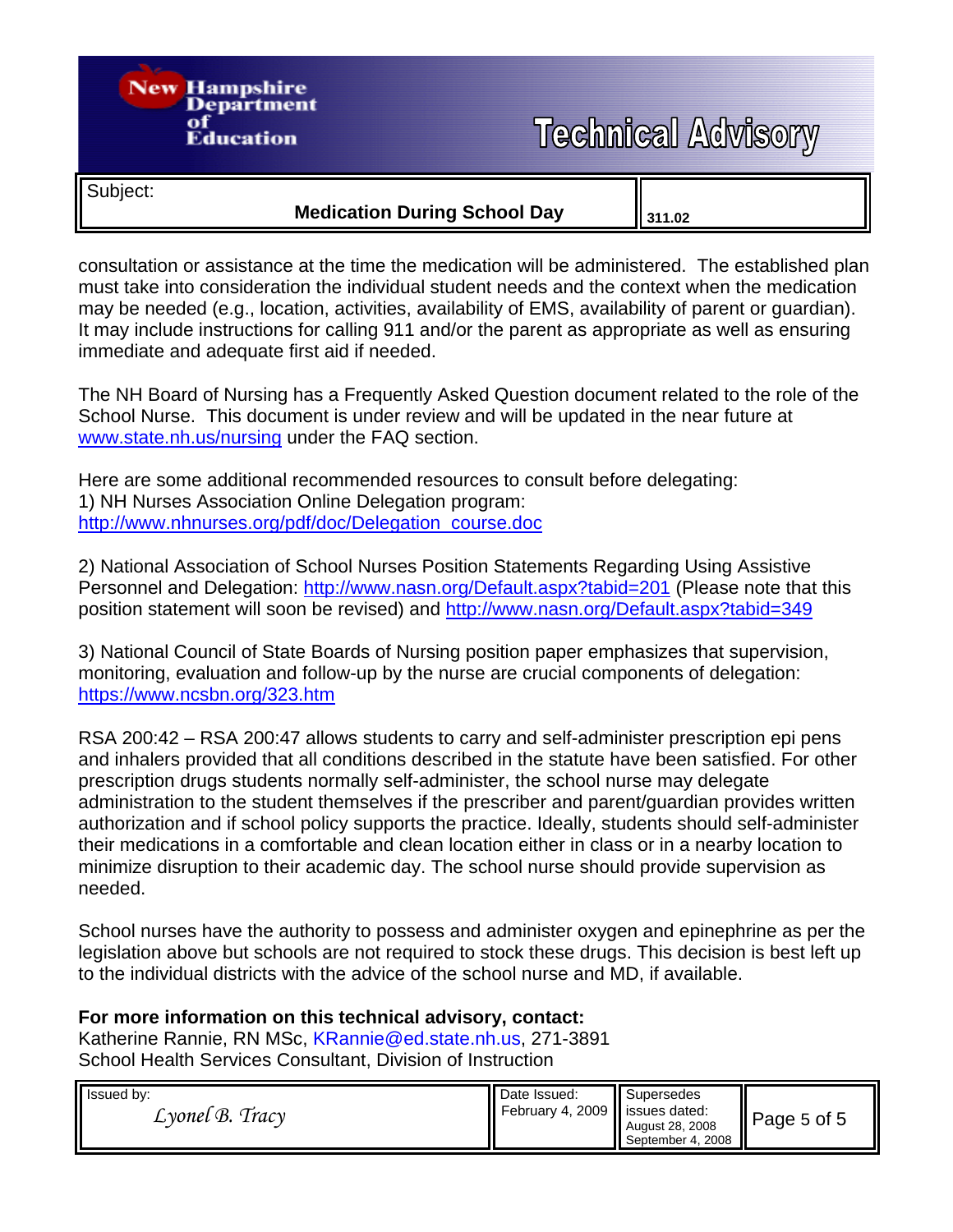consultation or assistance at the time the medication will be administered. The established plan must take into consideration the individual student needs and the context when the medication may be needed (e.g., location, activities, availability of EMS, availability of parent or guardian). It may include instructions for calling 911 and/or the parent as appropriate as well as ensuring immediate and adequate first aid if needed.

The NH Board of Nursing has a Frequently Asked Question document related to the role of the School Nurse. This document is under review and will be updated in the near future at www.state.nh.us/nursing under the FAQ section.

Here are some additional recommended resources to consult before delegating:
1) NH Nurses Association Online Delegation program:
http://www.nhnurses.org/pdf/doc/Delegation_course.doc

2) National Association of School Nurses Position Statements Regarding Using Assistive Personnel and Delegation: http://www.nasn.org/Default.aspx?tabid=201 (Please note that this position statement will soon be revised) and http://www.nasn.org/Default.aspx?tabid=349

3) National Council of State Boards of Nursing position paper emphasizes that supervision, monitoring, evaluation and follow-up by the nurse are crucial components of delegation:
https://www.ncsbn.org/323.htm

RSA 200:42 – RSA 200:47 allows students to carry and self-administer prescription epi pens and inhalers provided that all conditions described in the statute have been satisfied. For other prescription drugs students normally self-administer, the school nurse may delegate administration to the student themselves if the prescriber and parent/guardian provides written authorization and if school policy supports the practice. Ideally, students should self-administer their medications in a comfortable and clean location either in class or in a nearby location to minimize disruption to their academic day. The school nurse should provide supervision as needed.

School nurses have the authority to possess and administer oxygen and epinephrine as per the legislation above but schools are not required to stock these drugs. This decision is best left up to the individual districts with the advice of the school nurse and MD, if available.

**For more information on this technical advisory, contact:**
Katherine Rannie, RN MSc, KRannie@ed.state.nh.us, 271-3891
School Health Services Consultant, Division of Instruction

| Issued by: | Date Issued: | Supersedes issues dated: |
| --- | --- | --- |
| *Lyonel B. Tracy* | February 4, 2009 | August 28, 2008<br>September 4, 2008 |